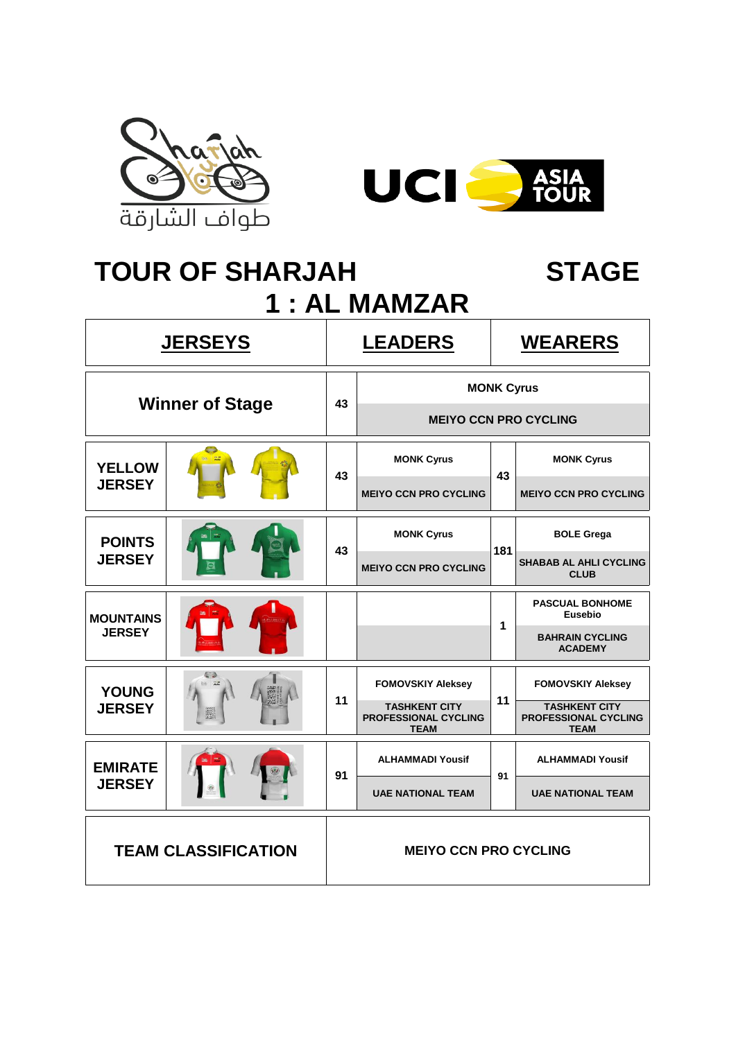طواف الشارقة

# TOUR OF SHARJAH STAGE 1 : AL MAMZAR

| JERSEYS | LEADERS | | WEARERS | |
|---|---|---|---|---|
| Winner of Stage | 43 | MONK Cyrus<br>MEIYO CCN PRO CYCLING | | |
| YELLOW JERSEY | 43 | MONK Cyrus<br>MEIYO CCN PRO CYCLING | 43 | MONK Cyrus<br>MEIYO CCN PRO CYCLING |
| POINTS JERSEY | 43 | MONK Cyrus<br>MEIYO CCN PRO CYCLING | 181 | BOLE Grega<br>SHABAB AL AHLI CYCLING CLUB |
| MOUNTAINS JERSEY | | | 1 | PASCUAL BONHOME Eusebio<br>BAHRAIN CYCLING ACADEMY |
| YOUNG JERSEY | 11 | FOMOVSKIY Aleksey<br>TASHKENT CITY PROFESSIONAL CYCLING TEAM | 11 | FOMOVSKIY Aleksey<br>TASHKENT CITY PROFESSIONAL CYCLING TEAM |
| EMIRATE JERSEY | 91 | ALHAMMADI Yousif<br>UAE NATIONAL TEAM | 91 | ALHAMMADI Yousif<br>UAE NATIONAL TEAM |
| TEAM CLASSIFICATION | MEIYO CCN PRO CYCLING | | | |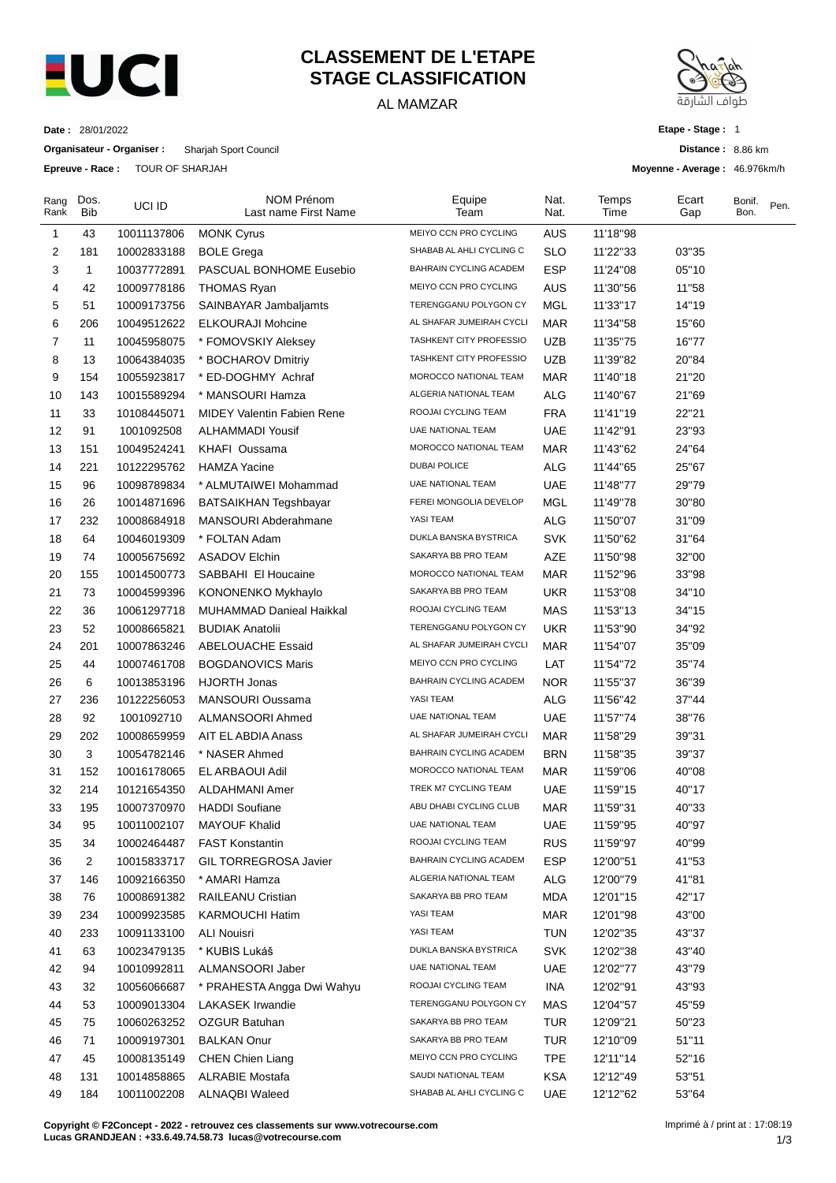# CLASSEMENT DE L'ETAPE
# STAGE CLASSIFICATION

AL MAMZAR

**Date :** 28/01/2022

**Organisateur - Organiser :** Sharjah Sport Council

**Epreuve - Race :** TOUR OF SHARJAH

**Etape - Stage :** 1

**Distance :** 8.86 km

**Moyenne - Average :** 46.976km/h

| Rang Rank | Dos. Bib | UCI ID | NOM Prénom Last name First Name | Equipe Team | Nat. Nat. | Temps Time | Ecart Gap | Bonif. Bon. | Pen. |
|---|---|---|---|---|---|---|---|---|---|
| 1 | 43 | 10011137806 | MONK Cyrus | MEIYO CCN PRO CYCLING | AUS | 11'18"98 | | | |
| 2 | 181 | 10002833188 | BOLE Grega | SHABAB AL AHLI CYCLING C | SLO | 11'22"33 | 03"35 | | |
| 3 | 1 | 10037772891 | PASCUAL BONHOME Eusebio | BAHRAIN CYCLING ACADEM | ESP | 11'24"08 | 05"10 | | |
| 4 | 42 | 10009778186 | THOMAS Ryan | MEIYO CCN PRO CYCLING | AUS | 11'30"56 | 11"58 | | |
| 5 | 51 | 10009173756 | SAINBAYAR Jambaljamts | TERENGGANU POLYGON CY | MGL | 11'33"17 | 14"19 | | |
| 6 | 206 | 10049512622 | ELKOURAJI Mohcine | AL SHAFAR JUMEIRAH CYCLI | MAR | 11'34"58 | 15"60 | | |
| 7 | 11 | 10045958075 | * FOMOVSKIY Aleksey | TASHKENT CITY PROFESSIO | UZB | 11'35"75 | 16"77 | | |
| 8 | 13 | 10064384035 | * BOCHAROV Dmitriy | TASHKENT CITY PROFESSIO | UZB | 11'39"82 | 20"84 | | |
| 9 | 154 | 10055923817 | * ED-DOGHMY Achraf | MOROCCO NATIONAL TEAM | MAR | 11'40"18 | 21"20 | | |
| 10 | 143 | 10015589294 | * MANSOURI Hamza | ALGERIA NATIONAL TEAM | ALG | 11'40"67 | 21"69 | | |
| 11 | 33 | 10108445071 | MIDEY Valentin Fabien Rene | ROOJAI CYCLING TEAM | FRA | 11'41"19 | 22"21 | | |
| 12 | 91 | 1001092508 | ALHAMMADI Yousif | UAE NATIONAL TEAM | UAE | 11'42"91 | 23"93 | | |
| 13 | 151 | 10049524241 | KHAFI Oussama | MOROCCO NATIONAL TEAM | MAR | 11'43"62 | 24"64 | | |
| 14 | 221 | 10122295762 | HAMZA Yacine | DUBAI POLICE | ALG | 11'44"65 | 25"67 | | |
| 15 | 96 | 10098789834 | * ALMUTAIWEI Mohammad | UAE NATIONAL TEAM | UAE | 11'48"77 | 29"79 | | |
| 16 | 26 | 10014871696 | BATSAIKHAN Tegshbayar | FEREI MONGOLIA DEVELOP | MGL | 11'49"78 | 30"80 | | |
| 17 | 232 | 10008684918 | MANSOURI Abderahmane | YASI TEAM | ALG | 11'50"07 | 31"09 | | |
| 18 | 64 | 10046019309 | * FOLTAN Adam | DUKLA BANSKA BYSTRICA | SVK | 11'50"62 | 31"64 | | |
| 19 | 74 | 10005675692 | ASADOV Elchin | SAKARYA BB PRO TEAM | AZE | 11'50"98 | 32"00 | | |
| 20 | 155 | 10014500773 | SABBAHI El Houcaine | MOROCCO NATIONAL TEAM | MAR | 11'52"96 | 33"98 | | |
| 21 | 73 | 10004599396 | KONONENKO Mykhaylo | SAKARYA BB PRO TEAM | UKR | 11'53"08 | 34"10 | | |
| 22 | 36 | 10061297718 | MUHAMMAD Danieal Haikkal | ROOJAI CYCLING TEAM | MAS | 11'53"13 | 34"15 | | |
| 23 | 52 | 10008665821 | BUDIAK Anatolii | TERENGGANU POLYGON CY | UKR | 11'53"90 | 34"92 | | |
| 24 | 201 | 10007863246 | ABELOUACHE Essaid | AL SHAFAR JUMEIRAH CYCLI | MAR | 11'54"07 | 35"09 | | |
| 25 | 44 | 10007461708 | BOGDANOVICS Maris | MEIYO CCN PRO CYCLING | LAT | 11'54"72 | 35"74 | | |
| 26 | 6 | 10013853196 | HJORTH Jonas | BAHRAIN CYCLING ACADEM | NOR | 11'55"37 | 36"39 | | |
| 27 | 236 | 10122256053 | MANSOURI Oussama | YASI TEAM | ALG | 11'56"42 | 37"44 | | |
| 28 | 92 | 1001092710 | ALMANSOORI Ahmed | UAE NATIONAL TEAM | UAE | 11'57"74 | 38"76 | | |
| 29 | 202 | 10008659959 | AIT EL ABDIA Anass | AL SHAFAR JUMEIRAH CYCLI | MAR | 11'58"29 | 39"31 | | |
| 30 | 3 | 10054782146 | * NASER Ahmed | BAHRAIN CYCLING ACADEM | BRN | 11'58"35 | 39"37 | | |
| 31 | 152 | 10016178065 | EL ARBAOUI Adil | MOROCCO NATIONAL TEAM | MAR | 11'59"06 | 40"08 | | |
| 32 | 214 | 10121654350 | ALDAHMANI Amer | TREK M7 CYCLING TEAM | UAE | 11'59"15 | 40"17 | | |
| 33 | 195 | 10007370970 | HADDI Soufiane | ABU DHABI CYCLING CLUB | MAR | 11'59"31 | 40"33 | | |
| 34 | 95 | 10011002107 | MAYOUF Khalid | UAE NATIONAL TEAM | UAE | 11'59"95 | 40"97 | | |
| 35 | 34 | 10002464487 | FAST Konstantin | ROOJAI CYCLING TEAM | RUS | 11'59"97 | 40"99 | | |
| 36 | 2 | 10015833717 | GIL TORREGROSA Javier | BAHRAIN CYCLING ACADEM | ESP | 12'00"51 | 41"53 | | |
| 37 | 146 | 10092166350 | * AMARI Hamza | ALGERIA NATIONAL TEAM | ALG | 12'00"79 | 41"81 | | |
| 38 | 76 | 10008691382 | RAILEANU Cristian | SAKARYA BB PRO TEAM | MDA | 12'01"15 | 42"17 | | |
| 39 | 234 | 10009923585 | KARMOUCHI Hatim | YASI TEAM | MAR | 12'01"98 | 43"00 | | |
| 40 | 233 | 10091133100 | ALI Nouisri | YASI TEAM | TUN | 12'02"35 | 43"37 | | |
| 41 | 63 | 10023479135 | * KUBIS Lukáš | DUKLA BANSKA BYSTRICA | SVK | 12'02"38 | 43"40 | | |
| 42 | 94 | 10010992811 | ALMANSOORI Jaber | UAE NATIONAL TEAM | UAE | 12'02"77 | 43"79 | | |
| 43 | 32 | 10056066687 | * PRAHESTA Angga Dwi Wahyu | ROOJAI CYCLING TEAM | INA | 12'02"91 | 43"93 | | |
| 44 | 53 | 10009013304 | LAKASEK Irwandie | TERENGGANU POLYGON CY | MAS | 12'04"57 | 45"59 | | |
| 45 | 75 | 10060263252 | OZGUR Batuhan | SAKARYA BB PRO TEAM | TUR | 12'09"21 | 50"23 | | |
| 46 | 71 | 10009197301 | BALKAN Onur | SAKARYA BB PRO TEAM | TUR | 12'10"09 | 51"11 | | |
| 47 | 45 | 10008135149 | CHEN Chien Liang | MEIYO CCN PRO CYCLING | TPE | 12'11"14 | 52"16 | | |
| 48 | 131 | 10014858865 | ALRABIE Mostafa | SAUDI NATIONAL TEAM | KSA | 12'12"49 | 53"51 | | |
| 49 | 184 | 10011002208 | ALNAQBI Waleed | SHABAB AL AHLI CYCLING C | UAE | 12'12"62 | 53"64 | | |

**Copyright © F2Concept - 2022 - retrouvez ces classements sur www.votrecourse.com**
**Lucas GRANDJEAN : +33.6.49.74.58.73 lucas@votrecourse.com**

Imprimé à / print at : 17:08:19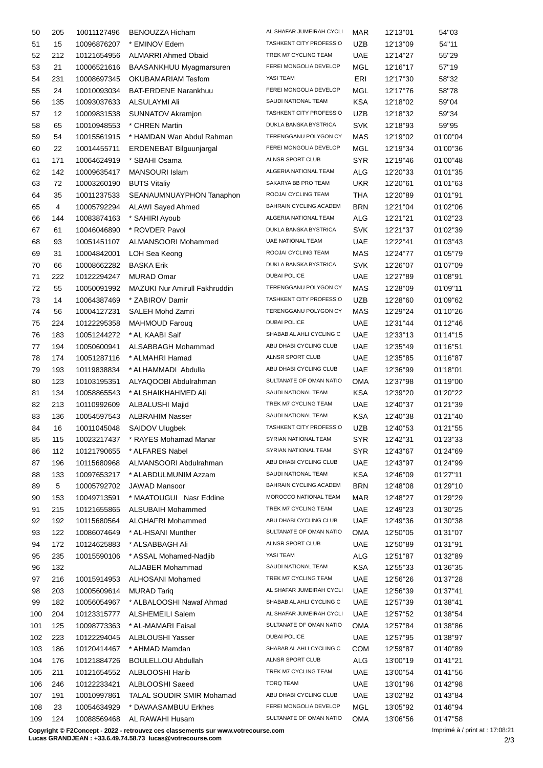| | | | | | | | |
|---|---|---|---|---|---|---|---|
| 50 | 205 | 10011127496 | BENOUZZA Hicham | AL SHAFAR JUMEIRAH CYCLI | MAR | 12'13"01 | 54"03 |
| 51 | 15 | 10096876207 | * EMINOV Edem | TASHKENT CITY PROFESSIO | UZB | 12'13"09 | 54"11 |
| 52 | 212 | 10121654956 | ALMARRI Ahmed Obaid | TREK M7 CYCLING TEAM | UAE | 12'14"27 | 55"29 |
| 53 | 21 | 10006521616 | BAASANKHUU Myagmarsuren | FEREI MONGOLIA DEVELOP | MGL | 12'16"17 | 57"19 |
| 54 | 231 | 10008697345 | OKUBAMARIAM Tesfom | YASI TEAM | ERI | 12'17"30 | 58"32 |
| 55 | 24 | 10010093034 | BAT-ERDENE Narankhuu | FEREI MONGOLIA DEVELOP | MGL | 12'17"76 | 58"78 |
| 56 | 135 | 10093037633 | ALSULAYMI Ali | SAUDI NATIONAL TEAM | KSA | 12'18"02 | 59"04 |
| 57 | 12 | 10009831538 | SUNNATOV Akramjon | TASHKENT CITY PROFESSIO | UZB | 12'18"32 | 59"34 |
| 58 | 65 | 10010948553 | * CHREN Martin | DUKLA BANSKA BYSTRICA | SVK | 12'18"93 | 59"95 |
| 59 | 54 | 10015561915 | * HAMDAN Wan Abdul Rahman | TERENGGANU POLYGON CY | MAS | 12'19"02 | 01'00"04 |
| 60 | 22 | 10014455711 | ERDENEBAT Bilguunjargal | FEREI MONGOLIA DEVELOP | MGL | 12'19"34 | 01'00"36 |
| 61 | 171 | 10064624919 | * SBAHI Osama | ALNSR SPORT CLUB | SYR | 12'19"46 | 01'00"48 |
| 62 | 142 | 10009635417 | MANSOURI Islam | ALGERIA NATIONAL TEAM | ALG | 12'20"33 | 01'01"35 |
| 63 | 72 | 10003260190 | BUTS Vitaliy | SAKARYA BB PRO TEAM | UKR | 12'20"61 | 01'01"63 |
| 64 | 35 | 10011237533 | SEANAUMNUAYPHON Tanaphon | ROOJAI CYCLING TEAM | THA | 12'20"89 | 01'01"91 |
| 65 | 4 | 10005792294 | ALAWI Sayed Ahmed | BAHRAIN CYCLING ACADEM | BRN | 12'21"04 | 01'02"06 |
| 66 | 144 | 10083874163 | * SAHIRI Ayoub | ALGERIA NATIONAL TEAM | ALG | 12'21"21 | 01'02"23 |
| 67 | 61 | 10046046890 | * ROVDER Pavol | DUKLA BANSKA BYSTRICA | SVK | 12'21"37 | 01'02"39 |
| 68 | 93 | 10051451107 | ALMANSOORI Mohammed | UAE NATIONAL TEAM | UAE | 12'22"41 | 01'03"43 |
| 69 | 31 | 10004842001 | LOH Sea Keong | ROOJAI CYCLING TEAM | MAS | 12'24"77 | 01'05"79 |
| 70 | 66 | 10008662282 | BASKA Erik | DUKLA BANSKA BYSTRICA | SVK | 12'26"07 | 01'07"09 |
| 71 | 222 | 10122294247 | MURAD Omar | DUBAI POLICE | UAE | 12'27"89 | 01'08"91 |
| 72 | 55 | 10050091992 | MAZUKI Nur Amirull Fakhruddin | TERENGGANU POLYGON CY | MAS | 12'28"09 | 01'09"11 |
| 73 | 14 | 10064387469 | * ZABIROV Damir | TASHKENT CITY PROFESSIO | UZB | 12'28"60 | 01'09"62 |
| 74 | 56 | 10004127231 | SALEH Mohd Zamri | TERENGGANU POLYGON CY | MAS | 12'29"24 | 01'10"26 |
| 75 | 224 | 10122295358 | MAHMOUD Farouq | DUBAI POLICE | UAE | 12'31"44 | 01'12"46 |
| 76 | 183 | 10051244272 | * AL KAABI Saif | SHABAB AL AHLI CYCLING C | UAE | 12'33"13 | 01'14"15 |
| 77 | 194 | 10050600941 | ALSABBAGH Mohammad | ABU DHABI CYCLING CLUB | UAE | 12'35"49 | 01'16"51 |
| 78 | 174 | 10051287116 | * ALMAHRI Hamad | ALNSR SPORT CLUB | UAE | 12'35"85 | 01'16"87 |
| 79 | 193 | 10119838834 | * ALHAMMADI Abdulla | ABU DHABI CYCLING CLUB | UAE | 12'36"99 | 01'18"01 |
| 80 | 123 | 10103195351 | ALYAQOOBI Abdulrahman | SULTANATE OF OMAN NATIO | OMA | 12'37"98 | 01'19"00 |
| 81 | 134 | 10058865543 | * ALSHAIKHAHMED Ali | SAUDI NATIONAL TEAM | KSA | 12'39"20 | 01'20"22 |
| 82 | 213 | 10110992609 | ALBALUSHI Majid | TREK M7 CYCLING TEAM | UAE | 12'40"37 | 01'21"39 |
| 83 | 136 | 10054597543 | ALBRAHIM Nasser | SAUDI NATIONAL TEAM | KSA | 12'40"38 | 01'21"40 |
| 84 | 16 | 10011045048 | SAIDOV Ulugbek | TASHKENT CITY PROFESSIO | UZB | 12'40"53 | 01'21"55 |
| 85 | 115 | 10023217437 | * RAYES Mohamad Manar | SYRIAN NATIONAL TEAM | SYR | 12'42"31 | 01'23"33 |
| 86 | 112 | 10121790655 | * ALFARES Nabel | SYRIAN NATIONAL TEAM | SYR | 12'43"67 | 01'24"69 |
| 87 | 196 | 10115680968 | ALMANSOORI Abdulrahman | ABU DHABI CYCLING CLUB | UAE | 12'43"97 | 01'24"99 |
| 88 | 133 | 10097653217 | * ALABDULMUNIM Azzam | SAUDI NATIONAL TEAM | KSA | 12'46"09 | 01'27"11 |
| 89 | 5 | 10005792702 | JAWAD Mansoor | BAHRAIN CYCLING ACADEM | BRN | 12'48"08 | 01'29"10 |
| 90 | 153 | 10049713591 | * MAATOUGUI Nasr Eddine | MOROCCO NATIONAL TEAM | MAR | 12'48"27 | 01'29"29 |
| 91 | 215 | 10121655865 | ALSUBAIH Mohammed | TREK M7 CYCLING TEAM | UAE | 12'49"23 | 01'30"25 |
| 92 | 192 | 10115680564 | ALGHAFRI Mohammed | ABU DHABI CYCLING CLUB | UAE | 12'49"36 | 01'30"38 |
| 93 | 122 | 10086074649 | * AL-HSANI Munther | SULTANATE OF OMAN NATIO | OMA | 12'50"05 | 01'31"07 |
| 94 | 172 | 10124625883 | * ALSABBAGH Ali | ALNSR SPORT CLUB | UAE | 12'50"89 | 01'31"91 |
| 95 | 235 | 10015590106 | * ASSAL Mohamed-Nadjib | YASI TEAM | ALG | 12'51"87 | 01'32"89 |
| 96 | 132 | | ALJABER Mohammad | SAUDI NATIONAL TEAM | KSA | 12'55"33 | 01'36"35 |
| 97 | 216 | 10015914953 | ALHOSANI Mohamed | TREK M7 CYCLING TEAM | UAE | 12'56"26 | 01'37"28 |
| 98 | 203 | 10005609614 | MURAD Tariq | AL SHAFAR JUMEIRAH CYCLI | UAE | 12'56"39 | 01'37"41 |
| 99 | 182 | 10056054967 | * ALBALOOSHI Nawaf Ahmad | SHABAB AL AHLI CYCLING C | UAE | 12'57"39 | 01'38"41 |
| 100 | 204 | 10123315777 | ALSHEMEILI Salem | AL SHAFAR JUMEIRAH CYCLI | UAE | 12'57"52 | 01'38"54 |
| 101 | 125 | 10098773363 | * AL-MAMARI Faisal | SULTANATE OF OMAN NATIO | OMA | 12'57"84 | 01'38"86 |
| 102 | 223 | 10122294045 | ALBLOUSHI Yasser | DUBAI POLICE | UAE | 12'57"95 | 01'38"97 |
| 103 | 186 | 10120414467 | * AHMAD Mamdan | SHABAB AL AHLI CYCLING C | COM | 12'59"87 | 01'40"89 |
| 104 | 176 | 10121884726 | BOULELLOU Abdullah | ALNSR SPORT CLUB | ALG | 13'00"19 | 01'41"21 |
| 105 | 211 | 10121654552 | ALBLOOSHI Harib | TREK M7 CYCLING TEAM | UAE | 13'00"54 | 01'41"56 |
| 106 | 246 | 10122233421 | ALBLOOSHI Saeed | TORQ TEAM | UAE | 13'01"96 | 01'42"98 |
| 107 | 191 | 10010997861 | TALAL SOUDIR SMIR Mohamad | ABU DHABI CYCLING CLUB | UAE | 13'02"82 | 01'43"84 |
| 108 | 23 | 10054634929 | * DAVAASAMBUU Erkhes | FEREI MONGOLIA DEVELOP | MGL | 13'05"92 | 01'46"94 |
| 109 | 124 | 10088569468 | AL RAWAHI Husam | SULTANATE OF OMAN NATIO | OMA | 13'06"56 | 01'47"58 |

**Copyright © F2Concept - 2022 - retrouvez ces classements sur www.votrecourse.com**
**Lucas GRANDJEAN : +33.6.49.74.58.73 lucas@votrecourse.com**

Imprimé à / print at : 17:08:21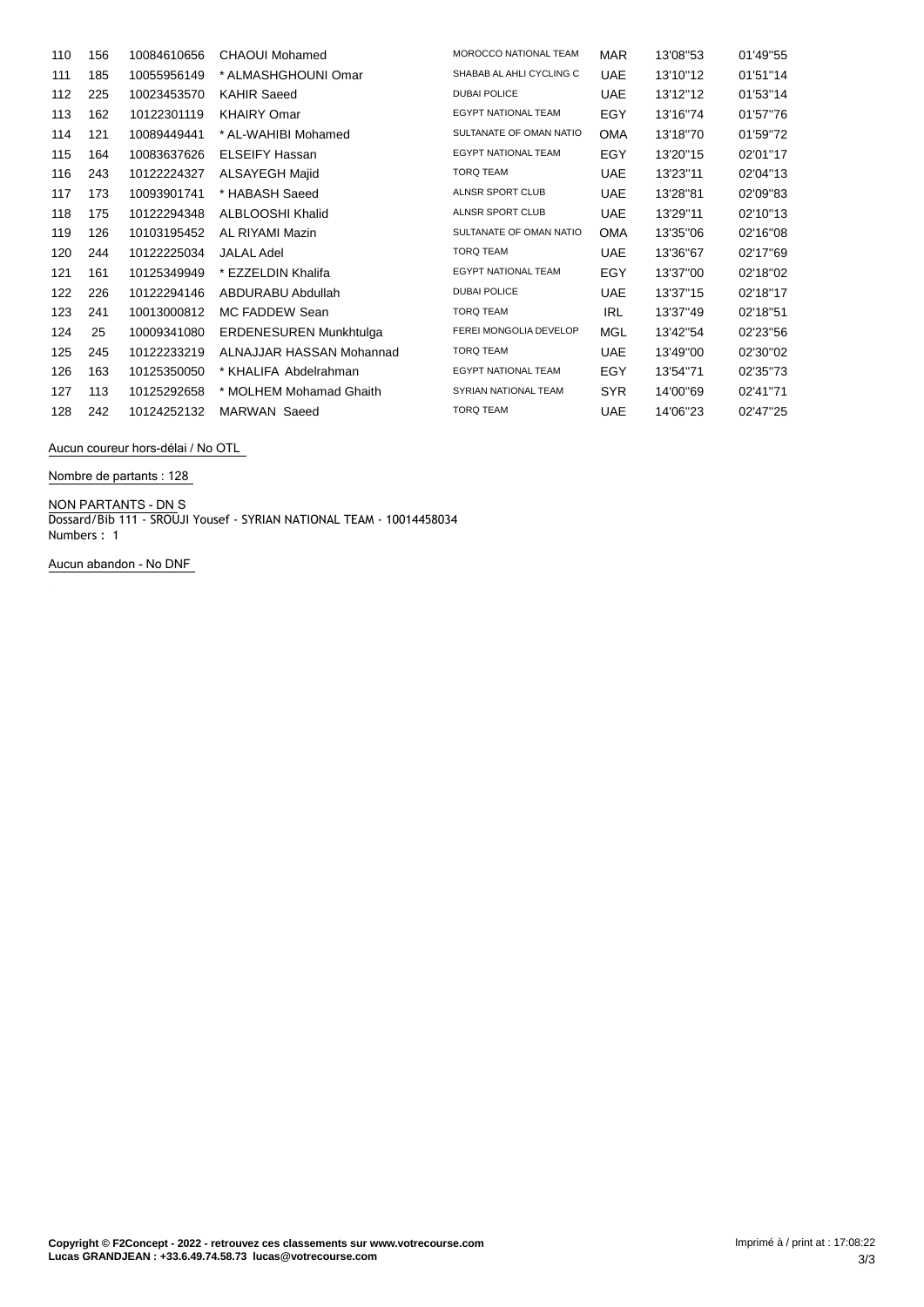| | | | | | | | |
|---|---|---|---|---|---|---|---|
| 110 | 156 | 10084610656 | CHAOUI Mohamed | MOROCCO NATIONAL TEAM | MAR | 13'08''53 | 01'49''55 |
| 111 | 185 | 10055956149 | * ALMASHGHOUNI Omar | SHABAB AL AHLI CYCLING C | UAE | 13'10''12 | 01'51''14 |
| 112 | 225 | 10023453570 | KAHIR Saeed | DUBAI POLICE | UAE | 13'12''12 | 01'53''14 |
| 113 | 162 | 10122301119 | KHAIRY Omar | EGYPT NATIONAL TEAM | EGY | 13'16''74 | 01'57''76 |
| 114 | 121 | 10089449441 | * AL-WAHIBI Mohamed | SULTANATE OF OMAN NATIO | OMA | 13'18''70 | 01'59''72 |
| 115 | 164 | 10083637626 | ELSEIFY Hassan | EGYPT NATIONAL TEAM | EGY | 13'20''15 | 02'01''17 |
| 116 | 243 | 10122224327 | ALSAYEGH Majid | TORQ TEAM | UAE | 13'23''11 | 02'04''13 |
| 117 | 173 | 10093901741 | * HABASH Saeed | ALNSR SPORT CLUB | UAE | 13'28''81 | 02'09''83 |
| 118 | 175 | 10122294348 | ALBLOOSHI Khalid | ALNSR SPORT CLUB | UAE | 13'29''11 | 02'10''13 |
| 119 | 126 | 10103195452 | AL RIYAMI Mazin | SULTANATE OF OMAN NATIO | OMA | 13'35''06 | 02'16''08 |
| 120 | 244 | 10122225034 | JALAL Adel | TORQ TEAM | UAE | 13'36''67 | 02'17''69 |
| 121 | 161 | 10125349949 | * EZZELDIN Khalifa | EGYPT NATIONAL TEAM | EGY | 13'37''00 | 02'18''02 |
| 122 | 226 | 10122294146 | ABDURABU Abdullah | DUBAI POLICE | UAE | 13'37''15 | 02'18''17 |
| 123 | 241 | 10013000812 | MC FADDEW Sean | TORQ TEAM | IRL | 13'37''49 | 02'18''51 |
| 124 | 25 | 10009341080 | ERDENESUREN Munkhtulga | FEREI MONGOLIA DEVELOP | MGL | 13'42''54 | 02'23''56 |
| 125 | 245 | 10122233219 | ALNAJJAR HASSAN Mohannad | TORQ TEAM | UAE | 13'49''00 | 02'30''02 |
| 126 | 163 | 10125350050 | * KHALIFA Abdelrahman | EGYPT NATIONAL TEAM | EGY | 13'54''71 | 02'35''73 |
| 127 | 113 | 10125292658 | * MOLHEM Mohamad Ghaith | SYRIAN NATIONAL TEAM | SYR | 14'00''69 | 02'41''71 |
| 128 | 242 | 10124252132 | MARWAN Saeed | TORQ TEAM | UAE | 14'06''23 | 02'47''25 |

Aucun coureur hors-délai / No OTL

Nombre de partants : 128

NON PARTANTS - DN S
Dossard/Bib 111 - SROUJI Yousef - SYRIAN NATIONAL TEAM - 10014458034
Numbers : 1

Aucun abandon - No DNF

**Copyright © F2Concept - 2022 - retrouvez ces classements sur www.votrecourse.com**
**Lucas GRANDJEAN : +33.6.49.74.58.73 lucas@votrecourse.com**

Imprimé à / print at : 17:08:22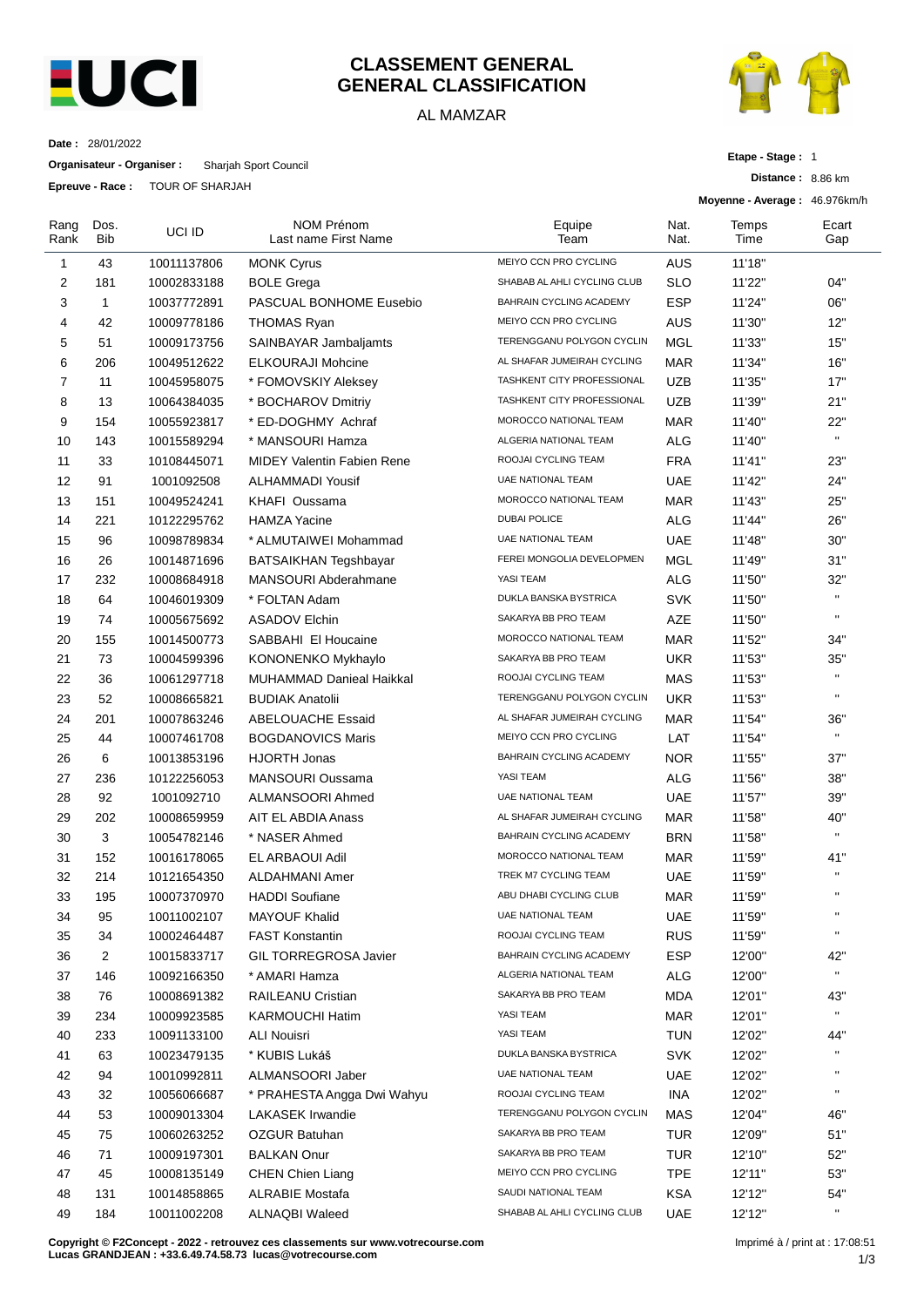# CLASSEMENT GENERAL
# GENERAL CLASSIFICATION

AL MAMZAR

**Date :** 28/01/2022

**Organisateur - Organiser :** Sharjah Sport Council

**Epreuve - Race :** TOUR OF SHARJAH

**Etape - Stage :** 1

**Distance :** 8.86 km

**Moyenne - Average :** 46.976km/h

| Rang Rank | Dos. Bib | UCI ID | NOM Prénom Last name First Name | Equipe Team | Nat. Nat. | Temps Time | Ecart Gap |
|---|---|---|---|---|---|---|---|
| 1 | 43 | 10011137806 | MONK Cyrus | MEIYO CCN PRO CYCLING | AUS | 11'18'' | |
| 2 | 181 | 10002833188 | BOLE Grega | SHABAB AL AHLI CYCLING CLUB | SLO | 11'22'' | 04'' |
| 3 | 1 | 10037772891 | PASCUAL BONHOME Eusebio | BAHRAIN CYCLING ACADEMY | ESP | 11'24'' | 06'' |
| 4 | 42 | 10009778186 | THOMAS Ryan | MEIYO CCN PRO CYCLING | AUS | 11'30'' | 12'' |
| 5 | 51 | 10009173756 | SAINBAYAR Jambaljamts | TERENGGANU POLYGON CYCLIN | MGL | 11'33'' | 15'' |
| 6 | 206 | 10049512622 | ELKOURAJI Mohcine | AL SHAFAR JUMEIRAH CYCLING | MAR | 11'34'' | 16'' |
| 7 | 11 | 10045958075 | * FOMOVSKIY Aleksey | TASHKENT CITY PROFESSIONAL | UZB | 11'35'' | 17'' |
| 8 | 13 | 10064384035 | * BOCHAROV Dmitriy | TASHKENT CITY PROFESSIONAL | UZB | 11'39'' | 21'' |
| 9 | 154 | 10055923817 | * ED-DOGHMY Achraf | MOROCCO NATIONAL TEAM | MAR | 11'40'' | 22'' |
| 10 | 143 | 10015589294 | * MANSOURI Hamza | ALGERIA NATIONAL TEAM | ALG | 11'40'' | " |
| 11 | 33 | 10108445071 | MIDEY Valentin Fabien Rene | ROOJAI CYCLING TEAM | FRA | 11'41'' | 23'' |
| 12 | 91 | 1001092508 | ALHAMMADI Yousif | UAE NATIONAL TEAM | UAE | 11'42'' | 24'' |
| 13 | 151 | 10049524241 | KHAFI Oussama | MOROCCO NATIONAL TEAM | MAR | 11'43'' | 25'' |
| 14 | 221 | 10122295762 | HAMZA Yacine | DUBAI POLICE | ALG | 11'44'' | 26'' |
| 15 | 96 | 10098789834 | * ALMUTAIWEI Mohammad | UAE NATIONAL TEAM | UAE | 11'48'' | 30'' |
| 16 | 26 | 10014871696 | BATSAIKHAN Tegshbayar | FEREI MONGOLIA DEVELOPMEN | MGL | 11'49'' | 31'' |
| 17 | 232 | 10008684918 | MANSOURI Abderahmane | YASI TEAM | ALG | 11'50'' | 32'' |
| 18 | 64 | 10046019309 | * FOLTAN Adam | DUKLA BANSKA BYSTRICA | SVK | 11'50'' | " |
| 19 | 74 | 10005675692 | ASADOV Elchin | SAKARYA BB PRO TEAM | AZE | 11'50'' | " |
| 20 | 155 | 10014500773 | SABBAHI El Houcaine | MOROCCO NATIONAL TEAM | MAR | 11'52'' | 34'' |
| 21 | 73 | 10004599396 | KONONENKO Mykhaylo | SAKARYA BB PRO TEAM | UKR | 11'53'' | 35'' |
| 22 | 36 | 10061297718 | MUHAMMAD Danieal Haikkal | ROOJAI CYCLING TEAM | MAS | 11'53'' | " |
| 23 | 52 | 10008665821 | BUDIAK Anatolii | TERENGGANU POLYGON CYCLIN | UKR | 11'53'' | " |
| 24 | 201 | 10007863246 | ABELOUACHE Essaid | AL SHAFAR JUMEIRAH CYCLING | MAR | 11'54'' | 36'' |
| 25 | 44 | 10007461708 | BOGDANOVICS Maris | MEIYO CCN PRO CYCLING | LAT | 11'54'' | " |
| 26 | 6 | 10013853196 | HJORTH Jonas | BAHRAIN CYCLING ACADEMY | NOR | 11'55'' | 37'' |
| 27 | 236 | 10122256053 | MANSOURI Oussama | YASI TEAM | ALG | 11'56'' | 38'' |
| 28 | 92 | 1001092710 | ALMANSOORI Ahmed | UAE NATIONAL TEAM | UAE | 11'57'' | 39'' |
| 29 | 202 | 10008659959 | AIT EL ABDIA Anass | AL SHAFAR JUMEIRAH CYCLING | MAR | 11'58'' | 40'' |
| 30 | 3 | 10054782146 | * NASER Ahmed | BAHRAIN CYCLING ACADEMY | BRN | 11'58'' | " |
| 31 | 152 | 10016178065 | EL ARBAOUI Adil | MOROCCO NATIONAL TEAM | MAR | 11'59'' | 41'' |
| 32 | 214 | 10121654350 | ALDAHMANI Amer | TREK M7 CYCLING TEAM | UAE | 11'59'' | " |
| 33 | 195 | 10007370970 | HADDI Soufiane | ABU DHABI CYCLING CLUB | MAR | 11'59'' | " |
| 34 | 95 | 10011002107 | MAYOUF Khalid | UAE NATIONAL TEAM | UAE | 11'59'' | " |
| 35 | 34 | 10002464487 | FAST Konstantin | ROOJAI CYCLING TEAM | RUS | 11'59'' | " |
| 36 | 2 | 10015833717 | GIL TORREGROSA Javier | BAHRAIN CYCLING ACADEMY | ESP | 12'00'' | 42'' |
| 37 | 146 | 10092166350 | * AMARI Hamza | ALGERIA NATIONAL TEAM | ALG | 12'00'' | " |
| 38 | 76 | 10008691382 | RAILEANU Cristian | SAKARYA BB PRO TEAM | MDA | 12'01'' | 43'' |
| 39 | 234 | 10009923585 | KARMOUCHI Hatim | YASI TEAM | MAR | 12'01'' | " |
| 40 | 233 | 10091133100 | ALI Nouisri | YASI TEAM | TUN | 12'02'' | 44'' |
| 41 | 63 | 10023479135 | * KUBIS Lukáš | DUKLA BANSKA BYSTRICA | SVK | 12'02'' | " |
| 42 | 94 | 10010992811 | ALMANSOORI Jaber | UAE NATIONAL TEAM | UAE | 12'02'' | " |
| 43 | 32 | 10056066687 | * PRAHESTA Angga Dwi Wahyu | ROOJAI CYCLING TEAM | INA | 12'02'' | " |
| 44 | 53 | 10009013304 | LAKASEK Irwandie | TERENGGANU POLYGON CYCLIN | MAS | 12'04'' | 46'' |
| 45 | 75 | 10060263252 | OZGUR Batuhan | SAKARYA BB PRO TEAM | TUR | 12'09'' | 51'' |
| 46 | 71 | 10009197301 | BALKAN Onur | SAKARYA BB PRO TEAM | TUR | 12'10'' | 52'' |
| 47 | 45 | 10008135149 | CHEN Chien Liang | MEIYO CCN PRO CYCLING | TPE | 12'11'' | 53'' |
| 48 | 131 | 10014858865 | ALRABIE Mostafa | SAUDI NATIONAL TEAM | KSA | 12'12'' | 54'' |
| 49 | 184 | 10011002208 | ALNAQBI Waleed | SHABAB AL AHLI CYCLING CLUB | UAE | 12'12'' | " |

**Copyright © F2Concept - 2022 - retrouvez ces classements sur www.votrecourse.com**
**Lucas GRANDJEAN : +33.6.49.74.58.73 lucas@votrecourse.com**

Imprimé à / print at : 17:08:51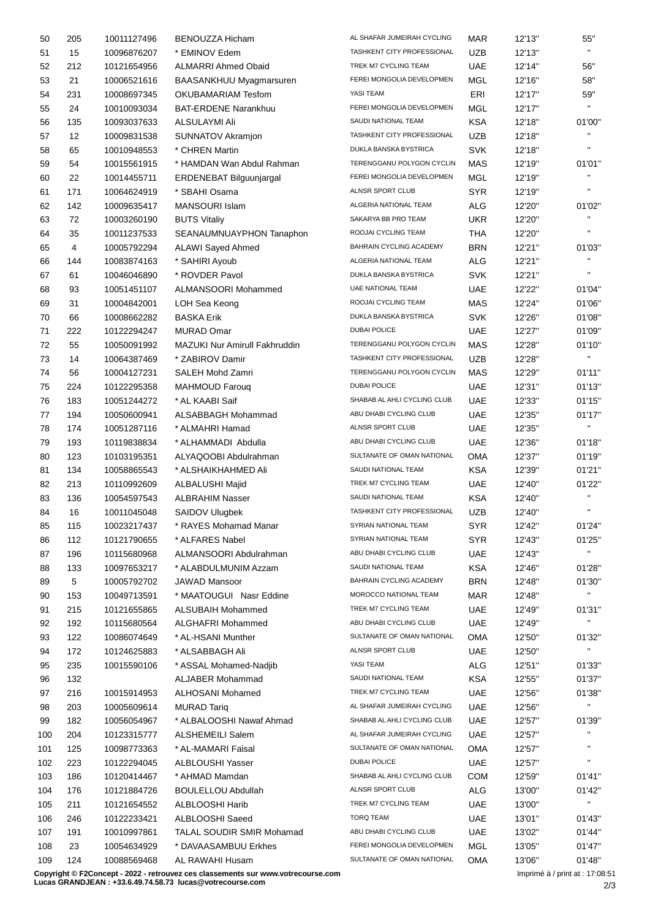| | | | | | | | |
|---|---|---|---|---|---|---|---|
| 50 | 205 | 10011127496 | BENOUZZA Hicham | AL SHAFAR JUMEIRAH CYCLING | MAR | 12'13'' | 55'' |
| 51 | 15 | 10096876207 | * EMINOV Edem | TASHKENT CITY PROFESSIONAL | UZB | 12'13'' | '' |
| 52 | 212 | 10121654956 | ALMARRI Ahmed Obaid | TREK M7 CYCLING TEAM | UAE | 12'14'' | 56'' |
| 53 | 21 | 10006521616 | BAASANKHUU Myagmarsuren | FEREI MONGOLIA DEVELOPMEN | MGL | 12'16'' | 58'' |
| 54 | 231 | 10008697345 | OKUBAMARIAM Tesfom | YASI TEAM | ERI | 12'17'' | 59'' |
| 55 | 24 | 10010093034 | BAT-ERDENE Narankhuu | FEREI MONGOLIA DEVELOPMEN | MGL | 12'17'' | '' |
| 56 | 135 | 10093037633 | ALSULAYMI Ali | SAUDI NATIONAL TEAM | KSA | 12'18'' | 01'00'' |
| 57 | 12 | 10009831538 | SUNNATOV Akramjon | TASHKENT CITY PROFESSIONAL | UZB | 12'18'' | '' |
| 58 | 65 | 10010948553 | * CHREN Martin | DUKLA BANSKA BYSTRICA | SVK | 12'18'' | '' |
| 59 | 54 | 10015561915 | * HAMDAN Wan Abdul Rahman | TERENGGANU POLYGON CYCLIN | MAS | 12'19'' | 01'01'' |
| 60 | 22 | 10014455711 | ERDENEBAT Bilguunjargal | FEREI MONGOLIA DEVELOPMEN | MGL | 12'19'' | '' |
| 61 | 171 | 10064624919 | * SBAHI Osama | ALNSR SPORT CLUB | SYR | 12'19'' | '' |
| 62 | 142 | 10009635417 | MANSOURI Islam | ALGERIA NATIONAL TEAM | ALG | 12'20'' | 01'02'' |
| 63 | 72 | 10003260190 | BUTS Vitaliy | SAKARYA BB PRO TEAM | UKR | 12'20'' | '' |
| 64 | 35 | 10011237533 | SEANAUMNUAYPHON Tanaphon | ROOJAI CYCLING TEAM | THA | 12'20'' | '' |
| 65 | 4 | 10005792294 | ALAWI Sayed Ahmed | BAHRAIN CYCLING ACADEMY | BRN | 12'21'' | 01'03'' |
| 66 | 144 | 10083874163 | * SAHIRI Ayoub | ALGERIA NATIONAL TEAM | ALG | 12'21'' | '' |
| 67 | 61 | 10046046890 | * ROVDER Pavol | DUKLA BANSKA BYSTRICA | SVK | 12'21'' | '' |
| 68 | 93 | 10051451107 | ALMANSOORI Mohammed | UAE NATIONAL TEAM | UAE | 12'22'' | 01'04'' |
| 69 | 31 | 10004842001 | LOH Sea Keong | ROOJAI CYCLING TEAM | MAS | 12'24'' | 01'06'' |
| 70 | 66 | 10008662282 | BASKA Erik | DUKLA BANSKA BYSTRICA | SVK | 12'26'' | 01'08'' |
| 71 | 222 | 10122294247 | MURAD Omar | DUBAI POLICE | UAE | 12'27'' | 01'09'' |
| 72 | 55 | 10050091992 | MAZUKI Nur Amirull Fakhruddin | TERENGGANU POLYGON CYCLIN | MAS | 12'28'' | 01'10'' |
| 73 | 14 | 10064387469 | * ZABIROV Damir | TASHKENT CITY PROFESSIONAL | UZB | 12'28'' | '' |
| 74 | 56 | 10004127231 | SALEH Mohd Zamri | TERENGGANU POLYGON CYCLIN | MAS | 12'29'' | 01'11'' |
| 75 | 224 | 10122295358 | MAHMOUD Farouq | DUBAI POLICE | UAE | 12'31'' | 01'13'' |
| 76 | 183 | 10051244272 | * AL KAABI Saif | SHABAB AL AHLI CYCLING CLUB | UAE | 12'33'' | 01'15'' |
| 77 | 194 | 10050600941 | ALSABBAGH Mohammad | ABU DHABI CYCLING CLUB | UAE | 12'35'' | 01'17'' |
| 78 | 174 | 10051287116 | * ALMAHRI Hamad | ALNSR SPORT CLUB | UAE | 12'35'' | '' |
| 79 | 193 | 10119838834 | * ALHAMMADI Abdulla | ABU DHABI CYCLING CLUB | UAE | 12'36'' | 01'18'' |
| 80 | 123 | 10103195351 | ALYAQOOBI Abdulrahman | SULTANATE OF OMAN NATIONAL | OMA | 12'37'' | 01'19'' |
| 81 | 134 | 10058865543 | * ALSHAIKHAHMED Ali | SAUDI NATIONAL TEAM | KSA | 12'39'' | 01'21'' |
| 82 | 213 | 10110992609 | ALBALUSHI Majid | TREK M7 CYCLING TEAM | UAE | 12'40'' | 01'22'' |
| 83 | 136 | 10054597543 | ALBRAHIM Nasser | SAUDI NATIONAL TEAM | KSA | 12'40'' | '' |
| 84 | 16 | 10011045048 | SAIDOV Ulugbek | TASHKENT CITY PROFESSIONAL | UZB | 12'40'' | '' |
| 85 | 115 | 10023217437 | * RAYES Mohamad Manar | SYRIAN NATIONAL TEAM | SYR | 12'42'' | 01'24'' |
| 86 | 112 | 10121790655 | * ALFARES Nabel | SYRIAN NATIONAL TEAM | SYR | 12'43'' | 01'25'' |
| 87 | 196 | 10115680968 | ALMANSOORI Abdulrahman | ABU DHABI CYCLING CLUB | UAE | 12'43'' | '' |
| 88 | 133 | 10097653217 | * ALABDULMUNIM Azzam | SAUDI NATIONAL TEAM | KSA | 12'46'' | 01'28'' |
| 89 | 5 | 10005792702 | JAWAD Mansoor | BAHRAIN CYCLING ACADEMY | BRN | 12'48'' | 01'30'' |
| 90 | 153 | 10049713591 | * MAATOUGUI Nasr Eddine | MOROCCO NATIONAL TEAM | MAR | 12'48'' | '' |
| 91 | 215 | 10121655865 | ALSUBAIH Mohammed | TREK M7 CYCLING TEAM | UAE | 12'49'' | 01'31'' |
| 92 | 192 | 10115680564 | ALGHAFRI Mohammed | ABU DHABI CYCLING CLUB | UAE | 12'49'' | '' |
| 93 | 122 | 10086074649 | * AL-HSANI Munther | SULTANATE OF OMAN NATIONAL | OMA | 12'50'' | 01'32'' |
| 94 | 172 | 10124625883 | * ALSABBAGH Ali | ALNSR SPORT CLUB | UAE | 12'50'' | '' |
| 95 | 235 | 10015590106 | * ASSAL Mohamed-Nadjib | YASI TEAM | ALG | 12'51'' | 01'33'' |
| 96 | 132 | | ALJABER Mohammad | SAUDI NATIONAL TEAM | KSA | 12'55'' | 01'37'' |
| 97 | 216 | 10015914953 | ALHOSANI Mohamed | TREK M7 CYCLING TEAM | UAE | 12'56'' | 01'38'' |
| 98 | 203 | 10005609614 | MURAD Tariq | AL SHAFAR JUMEIRAH CYCLING | UAE | 12'56'' | '' |
| 99 | 182 | 10056054967 | * ALBALOOSHI Nawaf Ahmad | SHABAB AL AHLI CYCLING CLUB | UAE | 12'57'' | 01'39'' |
| 100 | 204 | 10123315777 | ALSHEMEILI Salem | AL SHAFAR JUMEIRAH CYCLING | UAE | 12'57'' | '' |
| 101 | 125 | 10098773363 | * AL-MAMARI Faisal | SULTANATE OF OMAN NATIONAL | OMA | 12'57'' | '' |
| 102 | 223 | 10122294045 | ALBLOUSHI Yasser | DUBAI POLICE | UAE | 12'57'' | '' |
| 103 | 186 | 10120414467 | * AHMAD Mamdan | SHABAB AL AHLI CYCLING CLUB | COM | 12'59'' | 01'41'' |
| 104 | 176 | 10121884726 | BOULELLOU Abdullah | ALNSR SPORT CLUB | ALG | 13'00'' | 01'42'' |
| 105 | 211 | 10121654552 | ALBLOOSHI Harib | TREK M7 CYCLING TEAM | UAE | 13'00'' | '' |
| 106 | 246 | 10122233421 | ALBLOOSHI Saeed | TORQ TEAM | UAE | 13'01'' | 01'43'' |
| 107 | 191 | 10010997861 | TALAL SOUDIR SMIR Mohamad | ABU DHABI CYCLING CLUB | UAE | 13'02'' | 01'44'' |
| 108 | 23 | 10054634929 | * DAVAASAMBUU Erkhes | FEREI MONGOLIA DEVELOPMEN | MGL | 13'05'' | 01'47'' |
| 109 | 124 | 10088569468 | AL RAWAHI Husam | SULTANATE OF OMAN NATIONAL | OMA | 13'06'' | 01'48'' |

**Copyright © F2Concept - 2022 - retrouvez ces classements sur www.votrecourse.com**
**Lucas GRANDJEAN : +33.6.49.74.58.73 lucas@votrecourse.com**

Imprimé à / print at : 17:08:51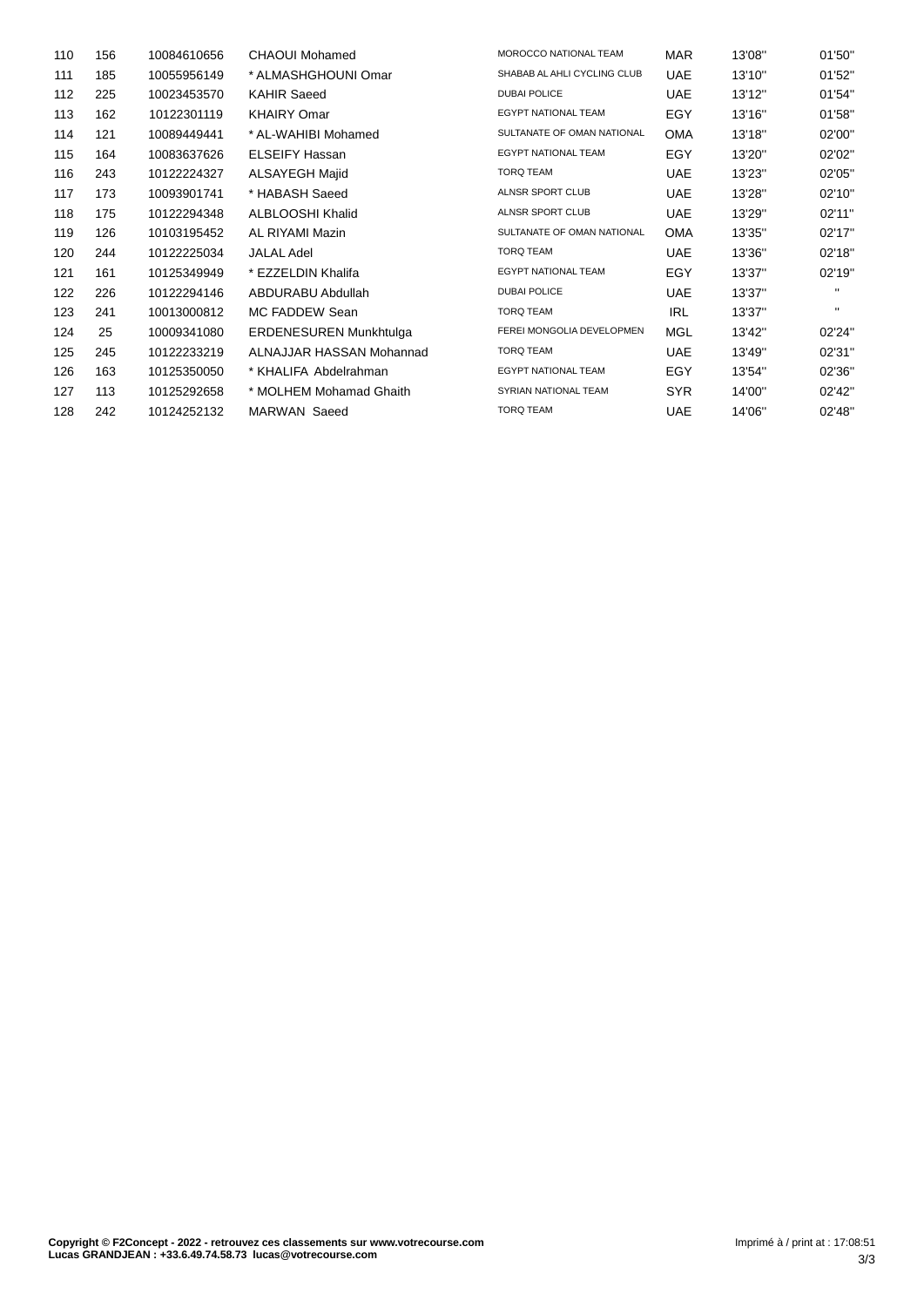| | | | | | | | |
|---|---|---|---|---|---|---|---|
| 110 | 156 | 10084610656 | CHAOUI Mohamed | MOROCCO NATIONAL TEAM | MAR | 13'08'' | 01'50'' |
| 111 | 185 | 10055956149 | * ALMASHGHOUNI Omar | SHABAB AL AHLI CYCLING CLUB | UAE | 13'10'' | 01'52'' |
| 112 | 225 | 10023453570 | KAHIR Saeed | DUBAI POLICE | UAE | 13'12'' | 01'54'' |
| 113 | 162 | 10122301119 | KHAIRY Omar | EGYPT NATIONAL TEAM | EGY | 13'16'' | 01'58'' |
| 114 | 121 | 10089449441 | * AL-WAHIBI Mohamed | SULTANATE OF OMAN NATIONAL | OMA | 13'18'' | 02'00'' |
| 115 | 164 | 10083637626 | ELSEIFY Hassan | EGYPT NATIONAL TEAM | EGY | 13'20'' | 02'02'' |
| 116 | 243 | 10122224327 | ALSAYEGH Majid | TORQ TEAM | UAE | 13'23'' | 02'05'' |
| 117 | 173 | 10093901741 | * HABASH Saeed | ALNSR SPORT CLUB | UAE | 13'28'' | 02'10'' |
| 118 | 175 | 10122294348 | ALBLOOSHI Khalid | ALNSR SPORT CLUB | UAE | 13'29'' | 02'11'' |
| 119 | 126 | 10103195452 | AL RIYAMI Mazin | SULTANATE OF OMAN NATIONAL | OMA | 13'35'' | 02'17'' |
| 120 | 244 | 10122225034 | JALAL Adel | TORQ TEAM | UAE | 13'36'' | 02'18'' |
| 121 | 161 | 10125349949 | * EZZELDIN Khalifa | EGYPT NATIONAL TEAM | EGY | 13'37'' | 02'19'' |
| 122 | 226 | 10122294146 | ABDURABU Abdullah | DUBAI POLICE | UAE | 13'37'' | '' |
| 123 | 241 | 10013000812 | MC FADDEW Sean | TORQ TEAM | IRL | 13'37'' | '' |
| 124 | 25 | 10009341080 | ERDENESUREN Munkhtulga | FEREI MONGOLIA DEVELOPMEN | MGL | 13'42'' | 02'24'' |
| 125 | 245 | 10122233219 | ALNAJJAR HASSAN Mohannad | TORQ TEAM | UAE | 13'49'' | 02'31'' |
| 126 | 163 | 10125350050 | * KHALIFA Abdelrahman | EGYPT NATIONAL TEAM | EGY | 13'54'' | 02'36'' |
| 127 | 113 | 10125292658 | * MOLHEM Mohamad Ghaith | SYRIAN NATIONAL TEAM | SYR | 14'00'' | 02'42'' |
| 128 | 242 | 10124252132 | MARWAN Saeed | TORQ TEAM | UAE | 14'06'' | 02'48'' |

**Copyright © F2Concept - 2022 - retrouvez ces classements sur www.votrecourse.com**
**Lucas GRANDJEAN : +33.6.49.74.58.73 lucas@votrecourse.com**

Imprimé à / print at : 17:08:51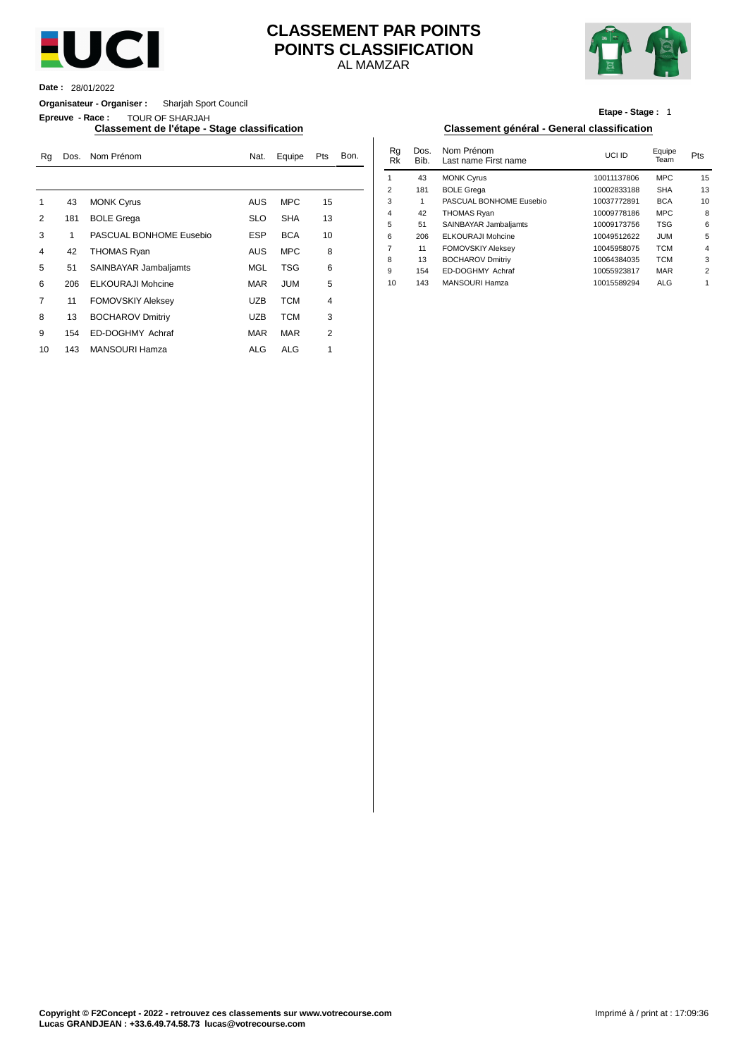# CLASSEMENT PAR POINTS
# POINTS CLASSIFICATION
AL MAMZAR

**Date :** 28/01/2022

**Organisateur - Organiser :** Sharjah Sport Council

**Epreuve - Race :** TOUR OF SHARJAH

**Etape - Stage :** 1

## Classement de l'étape - Stage classification

| Rg | Dos. | Nom Prénom | Nat. | Equipe | Pts | Bon. |
|---|---|---|---|---|---|---|
| 1 | 43 | MONK Cyrus | AUS | MPC | 15 | |
| 2 | 181 | BOLE Grega | SLO | SHA | 13 | |
| 3 | 1 | PASCUAL BONHOME Eusebio | ESP | BCA | 10 | |
| 4 | 42 | THOMAS Ryan | AUS | MPC | 8 | |
| 5 | 51 | SAINBAYAR Jambaljamts | MGL | TSG | 6 | |
| 6 | 206 | ELKOURAJI Mohcine | MAR | JUM | 5 | |
| 7 | 11 | FOMOVSKIY Aleksey | UZB | TCM | 4 | |
| 8 | 13 | BOCHAROV Dmitriy | UZB | TCM | 3 | |
| 9 | 154 | ED-DOGHMY Achraf | MAR | MAR | 2 | |
| 10 | 143 | MANSOURI Hamza | ALG | ALG | 1 | |

## Classement général - General classification

| Rg Rk | Dos. Bib. | Nom Prénom Last name First name | UCI ID | Equipe Team | Pts |
|---|---|---|---|---|---|
| 1 | 43 | MONK Cyrus | 10011137806 | MPC | 15 |
| 2 | 181 | BOLE Grega | 10002833188 | SHA | 13 |
| 3 | 1 | PASCUAL BONHOME Eusebio | 10037772891 | BCA | 10 |
| 4 | 42 | THOMAS Ryan | 10009778186 | MPC | 8 |
| 5 | 51 | SAINBAYAR Jambaljamts | 10009173756 | TSG | 6 |
| 6 | 206 | ELKOURAJI Mohcine | 10049512622 | JUM | 5 |
| 7 | 11 | FOMOVSKIY Aleksey | 10045958075 | TCM | 4 |
| 8 | 13 | BOCHAROV Dmitriy | 10064384035 | TCM | 3 |
| 9 | 154 | ED-DOGHMY Achraf | 10055923817 | MAR | 2 |
| 10 | 143 | MANSOURI Hamza | 10015589294 | ALG | 1 |

**Copyright © F2Concept - 2022 - retrouvez ces classements sur www.votrecourse.com**
**Lucas GRANDJEAN : +33.6.49.74.58.73 lucas@votrecourse.com**

Imprimé à / print at : 17:09:36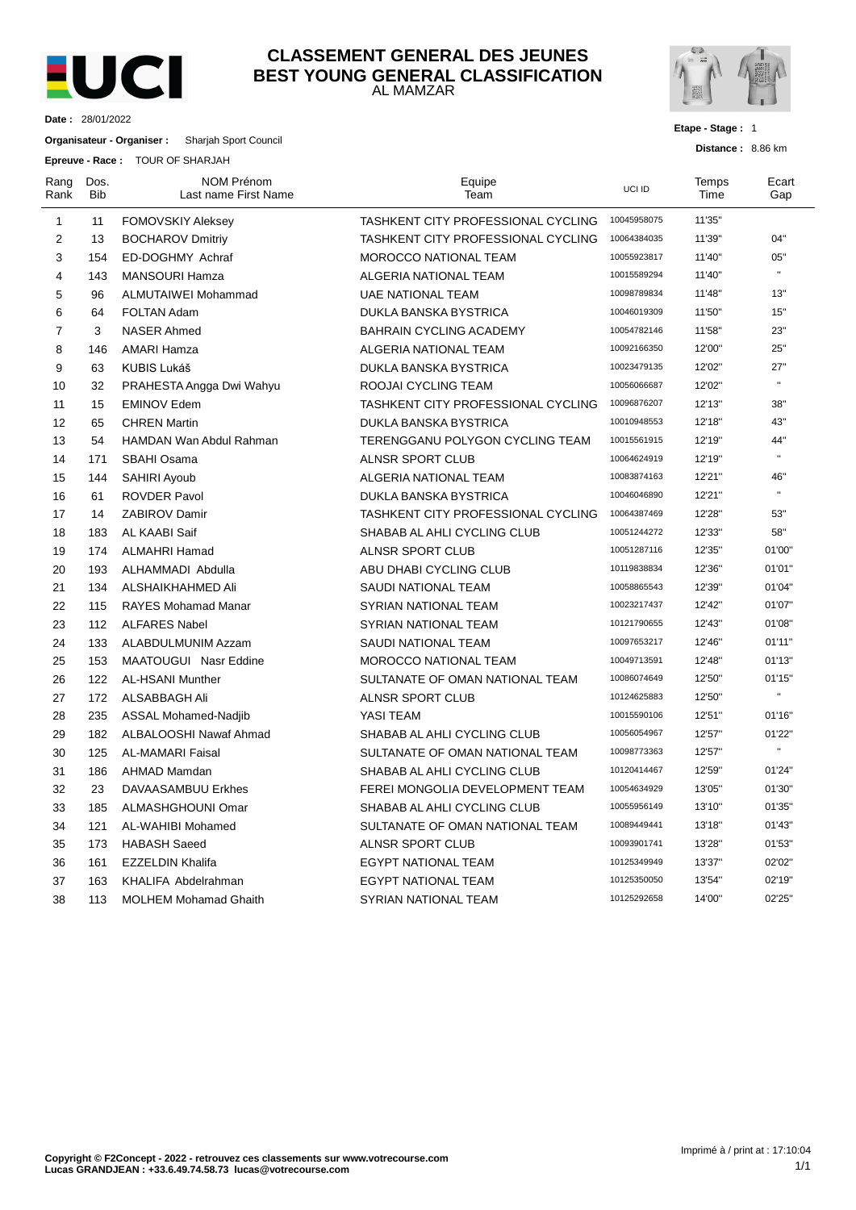# CLASSEMENT GENERAL DES JEUNES
# BEST YOUNG GENERAL CLASSIFICATION

AL MAMZAR

**Date :** 28/01/2022

**Organisateur - Organiser :** Sharjah Sport Council

**Epreuve - Race :** TOUR OF SHARJAH

**Etape - Stage :** 1

**Distance :** 8.86 km

| Rang Rank | Dos. Bib | NOM Prénom Last name First Name | Equipe Team | UCI ID | Temps Time | Ecart Gap |
|---|---|---|---|---|---|---|
| 1 | 11 | FOMOVSKIY Aleksey | TASHKENT CITY PROFESSIONAL CYCLING | 10045958075 | 11'35'' | |
| 2 | 13 | BOCHAROV Dmitriy | TASHKENT CITY PROFESSIONAL CYCLING | 10064384035 | 11'39'' | 04'' |
| 3 | 154 | ED-DOGHMY Achraf | MOROCCO NATIONAL TEAM | 10055923817 | 11'40'' | 05'' |
| 4 | 143 | MANSOURI Hamza | ALGERIA NATIONAL TEAM | 10015589294 | 11'40'' | '' |
| 5 | 96 | ALMUTAIWEI Mohammad | UAE NATIONAL TEAM | 10098789834 | 11'48'' | 13'' |
| 6 | 64 | FOLTAN Adam | DUKLA BANSKA BYSTRICA | 10046019309 | 11'50'' | 15'' |
| 7 | 3 | NASER Ahmed | BAHRAIN CYCLING ACADEMY | 10054782146 | 11'58'' | 23'' |
| 8 | 146 | AMARI Hamza | ALGERIA NATIONAL TEAM | 10092166350 | 12'00'' | 25'' |
| 9 | 63 | KUBIS Lukáš | DUKLA BANSKA BYSTRICA | 10023479135 | 12'02'' | 27'' |
| 10 | 32 | PRAHESTA Angga Dwi Wahyu | ROOJAI CYCLING TEAM | 10056066687 | 12'02'' | '' |
| 11 | 15 | EMINOV Edem | TASHKENT CITY PROFESSIONAL CYCLING | 10096876207 | 12'13'' | 38'' |
| 12 | 65 | CHREN Martin | DUKLA BANSKA BYSTRICA | 10010948553 | 12'18'' | 43'' |
| 13 | 54 | HAMDAN Wan Abdul Rahman | TERENGGANU POLYGON CYCLING TEAM | 10015561915 | 12'19'' | 44'' |
| 14 | 171 | SBAHI Osama | ALNSR SPORT CLUB | 10064624919 | 12'19'' | '' |
| 15 | 144 | SAHIRI Ayoub | ALGERIA NATIONAL TEAM | 10083874163 | 12'21'' | 46'' |
| 16 | 61 | ROVDER Pavol | DUKLA BANSKA BYSTRICA | 10046046890 | 12'21'' | '' |
| 17 | 14 | ZABIROV Damir | TASHKENT CITY PROFESSIONAL CYCLING | 10064387469 | 12'28'' | 53'' |
| 18 | 183 | AL KAABI Saif | SHABAB AL AHLI CYCLING CLUB | 10051244272 | 12'33'' | 58'' |
| 19 | 174 | ALMAHRI Hamad | ALNSR SPORT CLUB | 10051287116 | 12'35'' | 01'00'' |
| 20 | 193 | ALHAMMADI Abdulla | ABU DHABI CYCLING CLUB | 10119838834 | 12'36'' | 01'01'' |
| 21 | 134 | ALSHAIKHAHMED Ali | SAUDI NATIONAL TEAM | 10058865543 | 12'39'' | 01'04'' |
| 22 | 115 | RAYES Mohamad Manar | SYRIAN NATIONAL TEAM | 10023217437 | 12'42'' | 01'07'' |
| 23 | 112 | ALFARES Nabel | SYRIAN NATIONAL TEAM | 10121790655 | 12'43'' | 01'08'' |
| 24 | 133 | ALABDULMUNIM Azzam | SAUDI NATIONAL TEAM | 10097653217 | 12'46'' | 01'11'' |
| 25 | 153 | MAATOUGUI Nasr Eddine | MOROCCO NATIONAL TEAM | 10049713591 | 12'48'' | 01'13'' |
| 26 | 122 | AL-HSANI Munther | SULTANATE OF OMAN NATIONAL TEAM | 10086074649 | 12'50'' | 01'15'' |
| 27 | 172 | ALSABBAGH Ali | ALNSR SPORT CLUB | 10124625883 | 12'50'' | '' |
| 28 | 235 | ASSAL Mohamed-Nadjib | YASI TEAM | 10015590106 | 12'51'' | 01'16'' |
| 29 | 182 | ALBALOOSHI Nawaf Ahmad | SHABAB AL AHLI CYCLING CLUB | 10056054967 | 12'57'' | 01'22'' |
| 30 | 125 | AL-MAMARI Faisal | SULTANATE OF OMAN NATIONAL TEAM | 10098773363 | 12'57'' | '' |
| 31 | 186 | AHMAD Mamdan | SHABAB AL AHLI CYCLING CLUB | 10120414467 | 12'59'' | 01'24'' |
| 32 | 23 | DAVAASAMBUU Erkhes | FEREI MONGOLIA DEVELOPMENT TEAM | 10054634929 | 13'05'' | 01'30'' |
| 33 | 185 | ALMASHGHOUNI Omar | SHABAB AL AHLI CYCLING CLUB | 10055956149 | 13'10'' | 01'35'' |
| 34 | 121 | AL-WAHIBI Mohamed | SULTANATE OF OMAN NATIONAL TEAM | 10089449441 | 13'18'' | 01'43'' |
| 35 | 173 | HABASH Saeed | ALNSR SPORT CLUB | 10093901741 | 13'28'' | 01'53'' |
| 36 | 161 | EZZELDIN Khalifa | EGYPT NATIONAL TEAM | 10125349949 | 13'37'' | 02'02'' |
| 37 | 163 | KHALIFA Abdelrahman | EGYPT NATIONAL TEAM | 10125350050 | 13'54'' | 02'19'' |
| 38 | 113 | MOLHEM Mohamad Ghaith | SYRIAN NATIONAL TEAM | 10125292658 | 14'00'' | 02'25'' |

**Copyright © F2Concept - 2022 - retrouvez ces classements sur www.votrecourse.com**
**Lucas GRANDJEAN : +33.6.49.74.58.73 lucas@votrecourse.com**

Imprimé à / print at : 17:10:04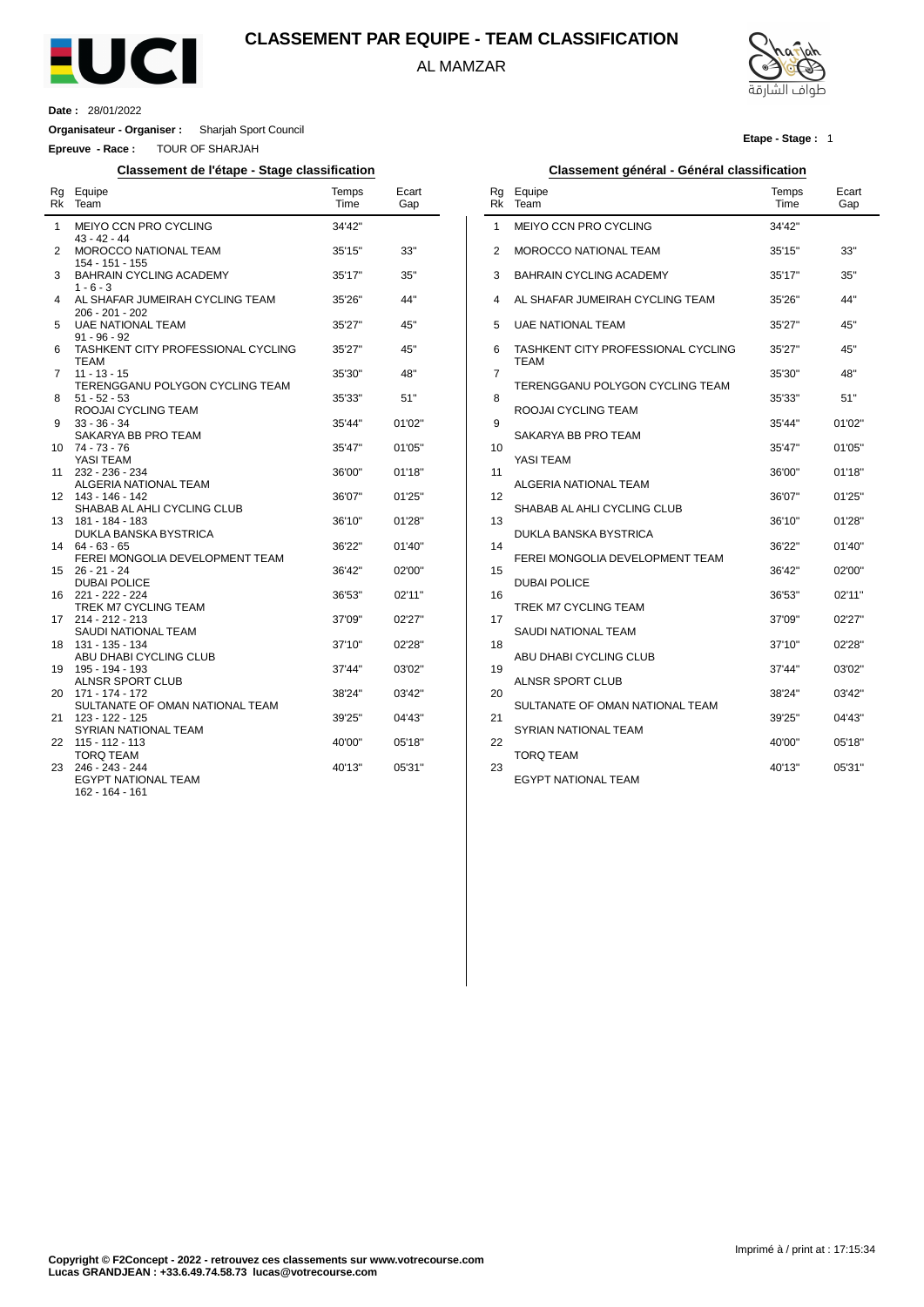# CLASSEMENT PAR EQUIPE - TEAM CLASSIFICATION

AL MAMZAR

**Date :** 28/01/2022

**Organisateur - Organiser :** Sharjah Sport Council

**Epreuve - Race :** TOUR OF SHARJAH

**Etape - Stage :** 1

## Classement de l'étape - Stage classification

| Rg Rk | Equipe Team | Temps Time | Ecart Gap |
|---|---|---|---|
| 1 | MEIYO CCN PRO CYCLING<br>43 - 42 - 44 | 34'42" | |
| 2 | MOROCCO NATIONAL TEAM<br>154 - 151 - 155 | 35'15" | 33" |
| 3 | BAHRAIN CYCLING ACADEMY<br>1 - 6 - 3 | 35'17" | 35" |
| 4 | AL SHAFAR JUMEIRAH CYCLING TEAM<br>206 - 201 - 202 | 35'26" | 44" |
| 5 | UAE NATIONAL TEAM<br>91 - 96 - 92 | 35'27" | 45" |
| 6 | TASHKENT CITY PROFESSIONAL CYCLING TEAM<br>11 - 13 - 15 | 35'27" | 45" |
| 7 | TERENGGANU POLYGON CYCLING TEAM<br>51 - 52 - 53 | 35'30" | 48" |
| 8 | ROOJAI CYCLING TEAM<br>33 - 36 - 34 | 35'33" | 51" |
| 9 | SAKARYA BB PRO TEAM<br>74 - 73 - 76 | 35'44" | 01'02" |
| 10 | YASI TEAM<br>232 - 236 - 234 | 35'47" | 01'05" |
| 11 | ALGERIA NATIONAL TEAM<br>143 - 146 - 142 | 36'00" | 01'18" |
| 12 | SHABAB AL AHLI CYCLING CLUB<br>181 - 184 - 183 | 36'07" | 01'25" |
| 13 | DUKLA BANSKA BYSTRICA<br>64 - 63 - 65 | 36'10" | 01'28" |
| 14 | FEREI MONGOLIA DEVELOPMENT TEAM<br>26 - 21 - 24 | 36'22" | 01'40" |
| 15 | DUBAI POLICE<br>221 - 222 - 224 | 36'42" | 02'00" |
| 16 | TREK M7 CYCLING TEAM<br>214 - 212 - 213 | 36'53" | 02'11" |
| 17 | SAUDI NATIONAL TEAM<br>131 - 135 - 134 | 37'09" | 02'27" |
| 18 | ABU DHABI CYCLING CLUB<br>195 - 194 - 193 | 37'10" | 02'28" |
| 19 | ALNSR SPORT CLUB<br>171 - 174 - 172 | 37'44" | 03'02" |
| 20 | SULTANATE OF OMAN NATIONAL TEAM<br>123 - 122 - 125 | 38'24" | 03'42" |
| 21 | SYRIAN NATIONAL TEAM<br>115 - 112 - 113 | 39'25" | 04'43" |
| 22 | TORQ TEAM<br>246 - 243 - 244 | 40'00" | 05'18" |
| 23 | EGYPT NATIONAL TEAM<br>162 - 164 - 161 | 40'13" | 05'31" |

## Classement général - Général classification

| Rg Rk | Equipe Team | Temps Time | Ecart Gap |
|---|---|---|---|
| 1 | MEIYO CCN PRO CYCLING | 34'42" | |
| 2 | MOROCCO NATIONAL TEAM | 35'15" | 33" |
| 3 | BAHRAIN CYCLING ACADEMY | 35'17" | 35" |
| 4 | AL SHAFAR JUMEIRAH CYCLING TEAM | 35'26" | 44" |
| 5 | UAE NATIONAL TEAM | 35'27" | 45" |
| 6 | TASHKENT CITY PROFESSIONAL CYCLING TEAM | 35'27" | 45" |
| 7 | TERENGGANU POLYGON CYCLING TEAM | 35'30" | 48" |
| 8 | ROOJAI CYCLING TEAM | 35'33" | 51" |
| 9 | SAKARYA BB PRO TEAM | 35'44" | 01'02" |
| 10 | YASI TEAM | 35'47" | 01'05" |
| 11 | ALGERIA NATIONAL TEAM | 36'00" | 01'18" |
| 12 | SHABAB AL AHLI CYCLING CLUB | 36'07" | 01'25" |
| 13 | DUKLA BANSKA BYSTRICA | 36'10" | 01'28" |
| 14 | FEREI MONGOLIA DEVELOPMENT TEAM | 36'22" | 01'40" |
| 15 | DUBAI POLICE | 36'42" | 02'00" |
| 16 | TREK M7 CYCLING TEAM | 36'53" | 02'11" |
| 17 | SAUDI NATIONAL TEAM | 37'09" | 02'27" |
| 18 | ABU DHABI CYCLING CLUB | 37'10" | 02'28" |
| 19 | ALNSR SPORT CLUB | 37'44" | 03'02" |
| 20 | SULTANATE OF OMAN NATIONAL TEAM | 38'24" | 03'42" |
| 21 | SYRIAN NATIONAL TEAM | 39'25" | 04'43" |
| 22 | TORQ TEAM | 40'00" | 05'18" |
| 23 | EGYPT NATIONAL TEAM | 40'13" | 05'31" |

**Copyright © F2Concept - 2022 - retrouvez ces classements sur www.votrecourse.com**
**Lucas GRANDJEAN : +33.6.49.74.58.73 lucas@votrecourse.com**

Imprimé à / print at : 17:15:34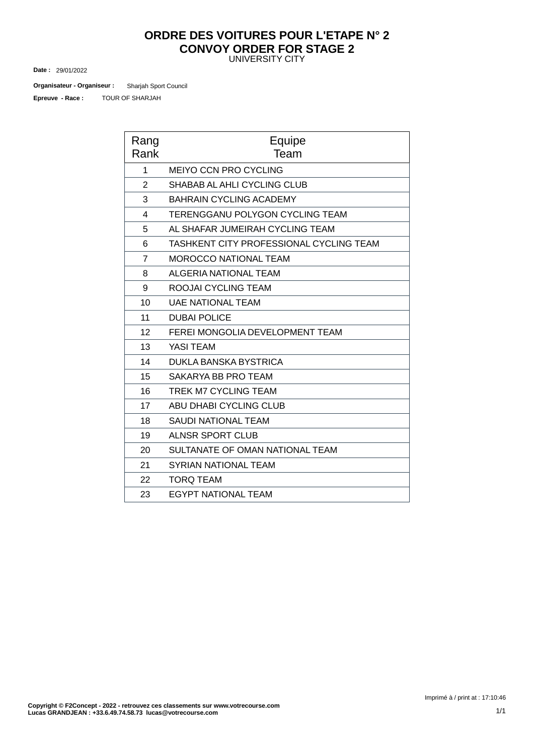# ORDRE DES VOITURES POUR L'ETAPE N° 2
# CONVOY ORDER FOR STAGE 2

UNIVERSITY CITY

**Date :** 29/01/2022

**Organisateur - Organiseur :** Sharjah Sport Council

**Epreuve - Race :** TOUR OF SHARJAH

| Rang<br>Rank | Equipe<br>Team |
|---|---|
| 1 | MEIYO CCN PRO CYCLING |
| 2 | SHABAB AL AHLI CYCLING CLUB |
| 3 | BAHRAIN CYCLING ACADEMY |
| 4 | TERENGGANU POLYGON CYCLING TEAM |
| 5 | AL SHAFAR JUMEIRAH CYCLING TEAM |
| 6 | TASHKENT CITY PROFESSIONAL CYCLING TEAM |
| 7 | MOROCCO NATIONAL TEAM |
| 8 | ALGERIA NATIONAL TEAM |
| 9 | ROOJAI CYCLING TEAM |
| 10 | UAE NATIONAL TEAM |
| 11 | DUBAI POLICE |
| 12 | FEREI MONGOLIA DEVELOPMENT TEAM |
| 13 | YASI TEAM |
| 14 | DUKLA BANSKA BYSTRICA |
| 15 | SAKARYA BB PRO TEAM |
| 16 | TREK M7 CYCLING TEAM |
| 17 | ABU DHABI CYCLING CLUB |
| 18 | SAUDI NATIONAL TEAM |
| 19 | ALNSR SPORT CLUB |
| 20 | SULTANATE OF OMAN NATIONAL TEAM |
| 21 | SYRIAN NATIONAL TEAM |
| 22 | TORQ TEAM |
| 23 | EGYPT NATIONAL TEAM |

Imprimé à / print at : 17:10:46

**Copyright © F2Concept - 2022 - retrouvez ces classements sur www.votrecourse.com**
**Lucas GRANDJEAN : +33.6.49.74.58.73 lucas@votrecourse.com**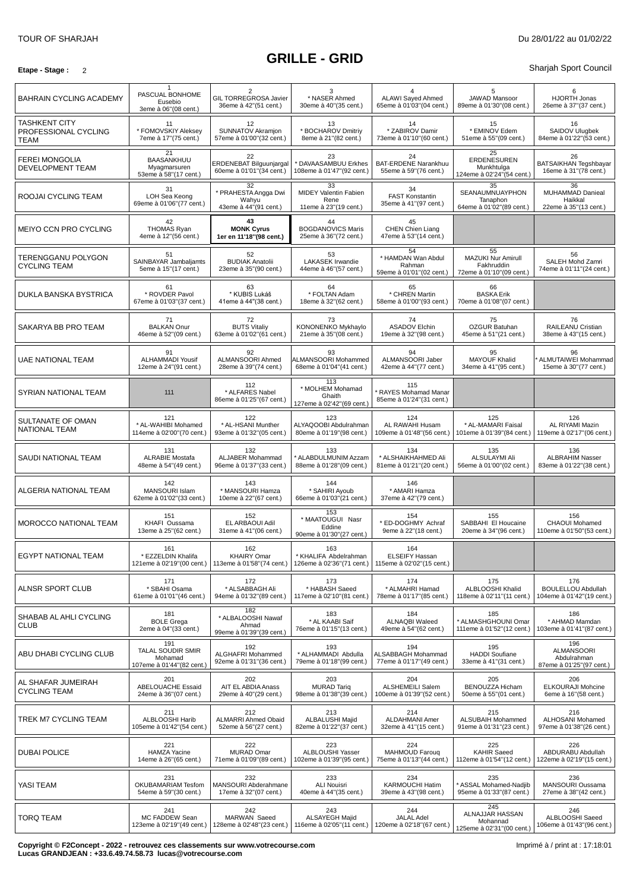# GRILLE - GRID

**Etape - Stage :** 2

Sharjah Sport Council

TOUR OF SHARJAH — Du 28/01/22 au 01/02/22

| | | | | | | |
|---|---|---|---|---|---|---|
| BAHRAIN CYCLING ACADEMY | 1 PASCUAL BONHOME Eusebio 3eme à 06''(08 cent.) | 2 GIL TORREGROSA Javier 36eme à 42''(51 cent.) | 3 * NASER Ahmed 30eme à 40''(35 cent.) | 4 ALAWI Sayed Ahmed 65eme à 01'03''(04 cent.) | 5 JAWAD Mansoor 89eme à 01'30''(08 cent.) | 6 HJORTH Jonas 26eme à 37''(37 cent.) |
| TASHKENT CITY PROFESSIONAL CYCLING TEAM | 11 * FOMOVSKIY Aleksey 7eme à 17''(75 cent.) | 12 SUNNATOV Akramjon 57eme à 01'00''(32 cent.) | 13 * BOCHAROV Dmitriy 8eme à 21''(82 cent.) | 14 * ZABIROV Damir 73eme à 01'10''(60 cent.) | 15 * EMINOV Edem 51eme à 55''(09 cent.) | 16 SAIDOV Ulugbek 84eme à 01'22''(53 cent.) |
| FEREI MONGOLIA DEVELOPMENT TEAM | 21 BAASANKHUU Myagmarsuren 53eme à 58''(17 cent.) | 22 ERDENEBAT Bilguunjargal 60eme à 01'01''(34 cent.) | 23 * DAVAASAMBUU Erkhes 108eme à 01'47''(92 cent.) | 24 BAT-ERDENE Narankhuu 55eme à 59''(76 cent.) | 25 ERDENESUREN Munkhtulga 124eme à 02'24''(54 cent.) | 26 BATSAIKHAN Tegshbayar 16eme à 31''(78 cent.) |
| ROOJAI CYCLING TEAM | 31 LOH Sea Keong 69eme à 01'06''(77 cent.) | 32 * PRAHESTA Angga Dwi Wahyu 43eme à 44''(91 cent.) | 33 MIDEY Valentin Fabien Rene 11eme à 23''(19 cent.) | 34 FAST Konstantin 35eme à 41''(97 cent.) | 35 SEANAUMNUAYPHON Tanaphon 64eme à 01'02''(89 cent.) | 36 MUHAMMAD Danieal Haikkal 22eme à 35''(13 cent.) |
| MEIYO CCN PRO CYCLING | 42 THOMAS Ryan 4eme à 12''(56 cent.) | **43 MONK Cyrus 1er en 11'18''(98 cent.)** | 44 BOGDANOVICS Maris 25eme à 36''(72 cent.) | 45 CHEN Chien Liang 47eme à 53''(14 cent.) | | |
| TERENGGANU POLYGON CYCLING TEAM | 51 SAINBAYAR Jambaljamts 5eme à 15''(17 cent.) | 52 BUDIAK Anatolii 23eme à 35''(90 cent.) | 53 LAKASEK Irwandie 44eme à 46''(57 cent.) | 54 * HAMDAN Wan Abdul Rahman 59eme à 01'01''(02 cent.) | 55 MAZUKI Nur Amirull Fakhruddin 72eme à 01'10''(09 cent.) | 56 SALEH Mohd Zamri 74eme à 01'11''(24 cent.) |
| DUKLA BANSKA BYSTRICA | 61 * ROVDER Pavol 67eme à 01'03''(37 cent.) | 63 * KUBIS Lukáš 41eme à 44''(38 cent.) | 64 * FOLTAN Adam 18eme à 32''(62 cent.) | 65 * CHREN Martin 58eme à 01'00''(93 cent.) | 66 BASKA Erik 70eme à 01'08''(07 cent.) | |
| SAKARYA BB PRO TEAM | 71 BALKAN Onur 46eme à 52''(09 cent.) | 72 BUTS Vitaliy 63eme à 01'02''(61 cent.) | 73 KONONENKO Mykhaylo 21eme à 35''(08 cent.) | 74 ASADOV Elchin 19eme à 32''(98 cent.) | 75 OZGUR Batuhan 45eme à 51''(21 cent.) | 76 RAILEANU Cristian 38eme à 43''(15 cent.) |
| UAE NATIONAL TEAM | 91 ALHAMMADI Yousif 12eme à 24''(91 cent.) | 92 ALMANSOORI Ahmed 28eme à 39''(74 cent.) | 93 ALMANSOORI Mohammed 68eme à 01'04''(41 cent.) | 94 ALMANSOORI Jaber 42eme à 44''(77 cent.) | 95 MAYOUF Khalid 34eme à 41''(95 cent.) | 96 * ALMUTAIWEI Mohammad 15eme à 30''(77 cent.) |
| SYRIAN NATIONAL TEAM | 111 | 112 * ALFARES Nabel 86eme à 01'25''(67 cent.) | 113 * MOLHEM Mohamad Ghaith 127eme à 02'42''(69 cent.) | 115 * RAYES Mohamad Manar 85eme à 01'24''(31 cent.) | | |
| SULTANATE OF OMAN NATIONAL TEAM | 121 * AL-WAHIBI Mohamed 114eme à 02'00''(70 cent.) | 122 * AL-HSANI Munther 93eme à 01'32''(05 cent.) | 123 ALYAQOOBI Abdulrahman 80eme à 01'19''(98 cent.) | 124 AL RAWAHI Husam 109eme à 01'48''(56 cent.) | 125 * AL-MAMARI Faisal 101eme à 01'39''(84 cent.) | 126 AL RIYAMI Mazin 119eme à 02'17''(06 cent.) |
| SAUDI NATIONAL TEAM | 131 ALRABIE Mostafa 48eme à 54''(49 cent.) | 132 ALJABER Mohammad 96eme à 01'37''(33 cent.) | 133 * ALABDULMUNIM Azzam 88eme à 01'28''(09 cent.) | 134 * ALSHAIKHAHMED Ali 81eme à 01'21''(20 cent.) | 135 ALSULAYMI Ali 56eme à 01'00''(02 cent.) | 136 ALBRAHIM Nasser 83eme à 01'22''(38 cent.) |
| ALGERIA NATIONAL TEAM | 142 MANSOURI Islam 62eme à 01'02''(33 cent.) | 143 * MANSOURI Hamza 10eme à 22''(67 cent.) | 144 * SAHIRI Ayoub 66eme à 01'03''(21 cent.) | 146 * AMARI Hamza 37eme à 42''(79 cent.) | | |
| MOROCCO NATIONAL TEAM | 151 KHAFI Oussama 13eme à 25''(62 cent.) | 152 EL ARBAOUI Adil 31eme à 41''(06 cent.) | 153 * MAATOUGUI Nasr Eddine 90eme à 01'30''(27 cent.) | 154 * ED-DOGHMY Achraf 9eme à 22''(18 cent.) | 155 SABBAHI El Houcaine 20eme à 34''(96 cent.) | 156 CHAOUI Mohamed 110eme à 01'50''(53 cent.) |
| EGYPT NATIONAL TEAM | 161 * EZZELDIN Khalifa 121eme à 02'19''(00 cent.) | 162 KHAIRY Omar 113eme à 01'58''(74 cent.) | 163 * KHALIFA Abdelrahman 126eme à 02'36''(71 cent.) | 164 ELSEIFY Hassan 115eme à 02'02''(15 cent.) | | |
| ALNSR SPORT CLUB | 171 * SBAHI Osama 61eme à 01'01''(46 cent.) | 172 * ALSABBAGH Ali 94eme à 01'32''(89 cent.) | 173 * HABASH Saeed 117eme à 02'10''(81 cent.) | 174 * ALMAHRI Hamad 78eme à 01'17''(85 cent.) | 175 ALBLOOSHI Khalid 118eme à 02'11''(11 cent.) | 176 BOULELLOU Abdullah 104eme à 01'42''(19 cent.) |
| SHABAB AL AHLI CYCLING CLUB | 181 BOLE Grega 2eme à 04''(33 cent.) | 182 * ALBALOOSHI Nawaf Ahmad 99eme à 01'39''(39 cent.) | 183 * AL KAABI Saif 76eme à 01'15''(13 cent.) | 184 ALNAQBI Waleed 49eme à 54''(62 cent.) | 185 * ALMASHGHOUNI Omar 111eme à 01'52''(12 cent.) | 186 * AHMAD Mamdan 103eme à 01'41''(87 cent.) |
| ABU DHABI CYCLING CLUB | 191 TALAL SOUDIR SMIR Mohamad 107eme à 01'44''(82 cent.) | 192 ALGHAFRI Mohammed 92eme à 01'31''(36 cent.) | 193 * ALHAMMADI Abdulla 79eme à 01'18''(99 cent.) | 194 ALSABBAGH Mohammad 77eme à 01'17''(49 cent.) | 195 HADDI Soufiane 33eme à 41''(31 cent.) | 196 ALMANSOORI Abdulrahman 87eme à 01'25''(97 cent.) |
| AL SHAFAR JUMEIRAH CYCLING TEAM | 201 ABELOUACHE Essaid 24eme à 36''(07 cent.) | 202 AIT EL ABDIA Anass 29eme à 40''(29 cent.) | 203 MURAD Tariq 98eme à 01'38''(39 cent.) | 204 ALSHEMEILI Salem 100eme à 01'39''(52 cent.) | 205 BENOUZZA Hicham 50eme à 55''(01 cent.) | 206 ELKOURAJI Mohcine 6eme à 16''(58 cent.) |
| TREK M7 CYCLING TEAM | 211 ALBLOOSHI Harib 105eme à 01'42''(54 cent.) | 212 ALMARRI Ahmed Obaid 52eme à 56''(27 cent.) | 213 ALBALUSHI Majid 82eme à 01'22''(37 cent.) | 214 ALDAHMANI Amer 32eme à 41''(15 cent.) | 215 ALSUBAIH Mohammed 91eme à 01'31''(23 cent.) | 216 ALHOSANI Mohamed 97eme à 01'38''(26 cent.) |
| DUBAI POLICE | 221 HAMZA Yacine 14eme à 26''(65 cent.) | 222 MURAD Omar 71eme à 01'09''(89 cent.) | 223 ALBLOUSHI Yasser 102eme à 01'39''(95 cent.) | 224 MAHMOUD Farouq 75eme à 01'13''(44 cent.) | 225 KAHIR Saeed 112eme à 01'54''(12 cent.) | 226 ABDURABU Abdullah 122eme à 02'19''(15 cent.) |
| YASI TEAM | 231 OKUBAMARIAM Tesfom 54eme à 59''(30 cent.) | 232 MANSOURI Abderahmane 17eme à 32''(07 cent.) | 233 ALI Nouisri 40eme à 44''(35 cent.) | 234 KARMOUCHI Hatim 39eme à 43''(98 cent.) | 235 * ASSAL Mohamed-Nadjib 95eme à 01'33''(87 cent.) | 236 MANSOURI Oussama 27eme à 38''(42 cent.) |
| TORQ TEAM | 241 MC FADDEW Sean 123eme à 02'19''(49 cent.) | 242 MARWAN Saeed 128eme à 02'48''(23 cent.) | 243 ALSAYEGH Majid 116eme à 02'05''(11 cent.) | 244 JALAL Adel 120eme à 02'18''(67 cent.) | 245 ALNAJJAR HASSAN Mohannad 125eme à 02'31''(00 cent.) | 246 ALBLOOSHI Saeed 106eme à 01'43''(96 cent.) |

**Copyright © F2Concept - 2022 - retrouvez ces classements sur www.votrecourse.com**
**Lucas GRANDJEAN : +33.6.49.74.58.73 lucas@votrecourse.com**

Imprimé à / print at : 17:18:01